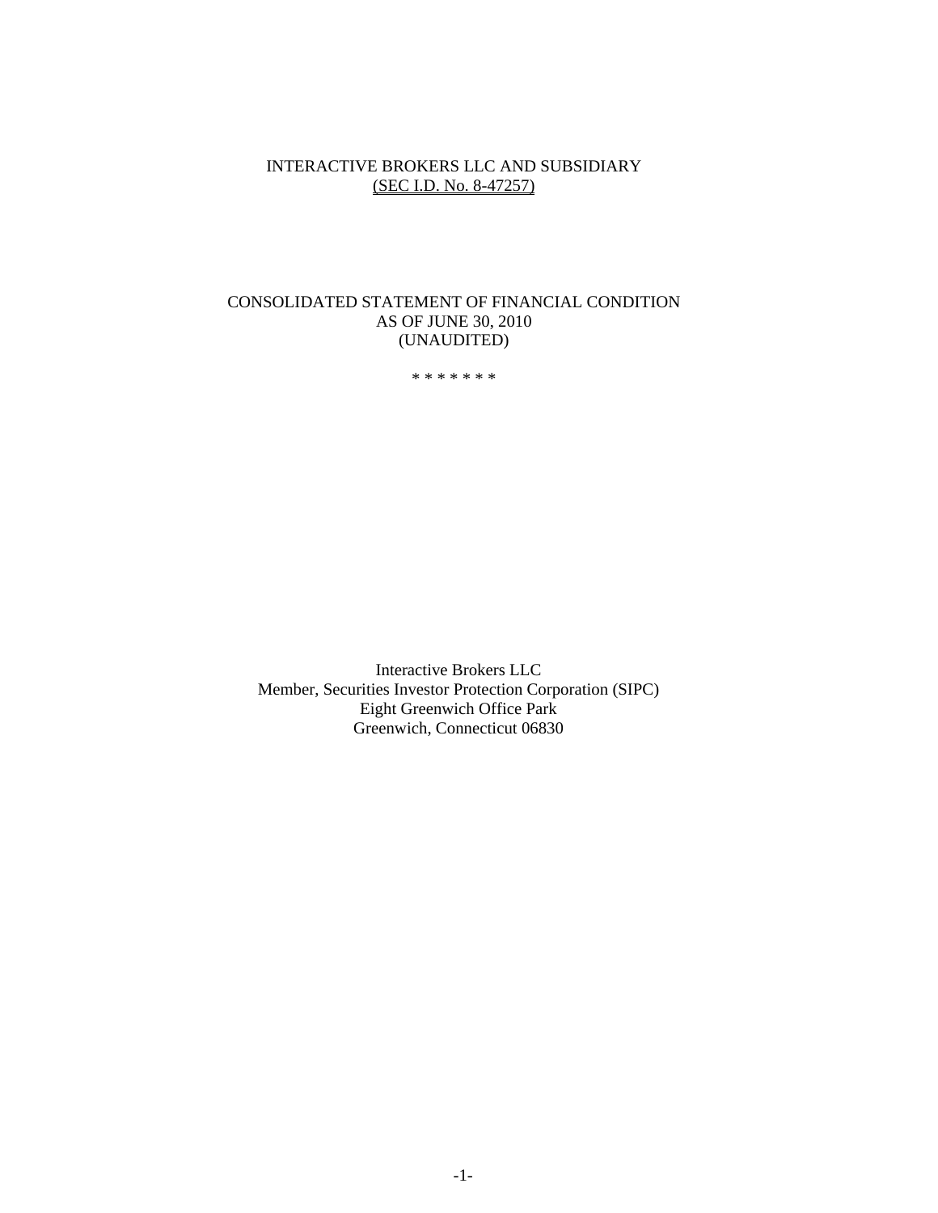# INTERACTIVE BROKERS LLC AND SUBSIDIARY

(SEC I.D. No. 8-47257)

## CONSOLIDATED STATEMENT OF FINANCIAL CONDITION
## AS OF JUNE 30, 2010
## (UNAUDITED)

* * * * * * *

Interactive Brokers LLC
Member, Securities Investor Protection Corporation (SIPC)
Eight Greenwich Office Park
Greenwich, Connecticut 06830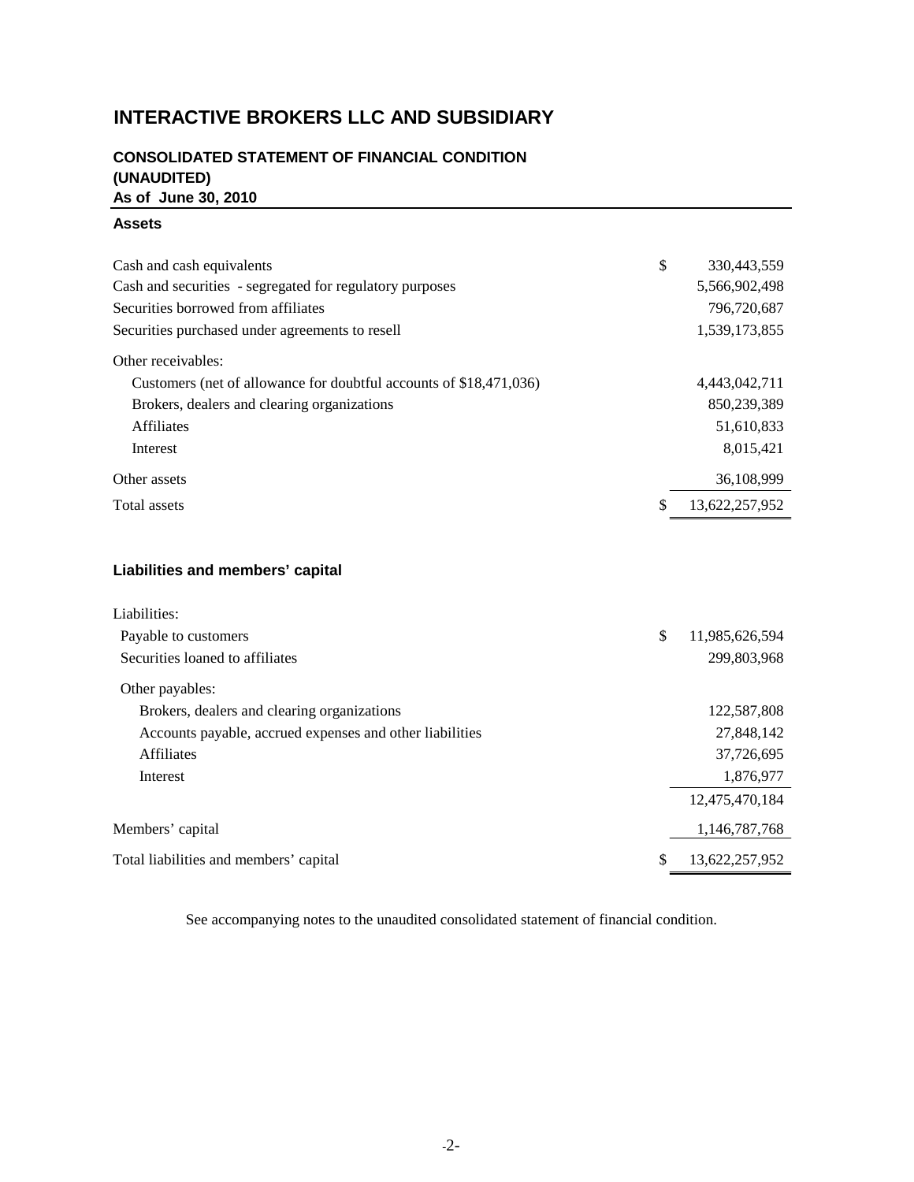# INTERACTIVE BROKERS LLC AND SUBSIDIARY

## CONSOLIDATED STATEMENT OF FINANCIAL CONDITION (UNAUDITED)

**As of June 30, 2010**

### Assets

| | | |
|---|---|---|
| Cash and cash equivalents | $ | 330,443,559 |
| Cash and securities - segregated for regulatory purposes | | 5,566,902,498 |
| Securities borrowed from affiliates | | 796,720,687 |
| Securities purchased under agreements to resell | | 1,539,173,855 |
| Other receivables: | | |
| Customers (net of allowance for doubtful accounts of $18,471,036) | | 4,443,042,711 |
| Brokers, dealers and clearing organizations | | 850,239,389 |
| Affiliates | | 51,610,833 |
| Interest | | 8,015,421 |
| Other assets | | 36,108,999 |
| Total assets | $ | 13,622,257,952 |

### Liabilities and members' capital

| | | |
|---|---|---|
| Liabilities: | | |
| Payable to customers | $ | 11,985,626,594 |
| Securities loaned to affiliates | | 299,803,968 |
| Other payables: | | |
| Brokers, dealers and clearing organizations | | 122,587,808 |
| Accounts payable, accrued expenses and other liabilities | | 27,848,142 |
| Affiliates | | 37,726,695 |
| Interest | | 1,876,977 |
| | | 12,475,470,184 |
| Members' capital | | 1,146,787,768 |
| Total liabilities and members' capital | $ | 13,622,257,952 |

See accompanying notes to the unaudited consolidated statement of financial condition.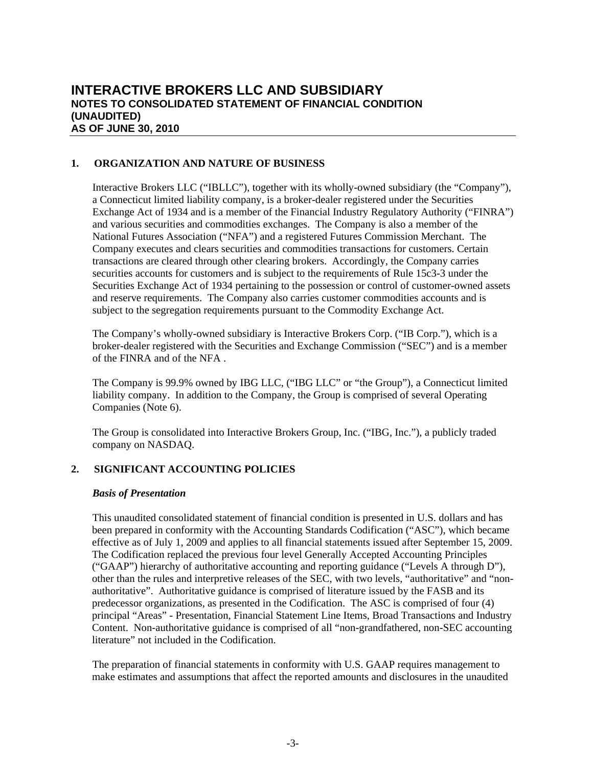# INTERACTIVE BROKERS LLC AND SUBSIDIARY
## NOTES TO CONSOLIDATED STATEMENT OF FINANCIAL CONDITION (UNAUDITED) AS OF JUNE 30, 2010

### 1. ORGANIZATION AND NATURE OF BUSINESS

Interactive Brokers LLC ("IBLLC"), together with its wholly-owned subsidiary (the "Company"), a Connecticut limited liability company, is a broker-dealer registered under the Securities Exchange Act of 1934 and is a member of the Financial Industry Regulatory Authority ("FINRA") and various securities and commodities exchanges. The Company is also a member of the National Futures Association ("NFA") and a registered Futures Commission Merchant. The Company executes and clears securities and commodities transactions for customers. Certain transactions are cleared through other clearing brokers. Accordingly, the Company carries securities accounts for customers and is subject to the requirements of Rule 15c3-3 under the Securities Exchange Act of 1934 pertaining to the possession or control of customer-owned assets and reserve requirements. The Company also carries customer commodities accounts and is subject to the segregation requirements pursuant to the Commodity Exchange Act.

The Company's wholly-owned subsidiary is Interactive Brokers Corp. ("IB Corp."), which is a broker-dealer registered with the Securities and Exchange Commission ("SEC") and is a member of the FINRA and of the NFA .

The Company is 99.9% owned by IBG LLC, ("IBG LLC" or "the Group"), a Connecticut limited liability company. In addition to the Company, the Group is comprised of several Operating Companies (Note 6).

The Group is consolidated into Interactive Brokers Group, Inc. ("IBG, Inc."), a publicly traded company on NASDAQ.

### 2. SIGNIFICANT ACCOUNTING POLICIES

***Basis of Presentation***

This unaudited consolidated statement of financial condition is presented in U.S. dollars and has been prepared in conformity with the Accounting Standards Codification ("ASC"), which became effective as of July 1, 2009 and applies to all financial statements issued after September 15, 2009. The Codification replaced the previous four level Generally Accepted Accounting Principles ("GAAP") hierarchy of authoritative accounting and reporting guidance ("Levels A through D"), other than the rules and interpretive releases of the SEC, with two levels, "authoritative" and "non-authoritative". Authoritative guidance is comprised of literature issued by the FASB and its predecessor organizations, as presented in the Codification. The ASC is comprised of four (4) principal "Areas" - Presentation, Financial Statement Line Items, Broad Transactions and Industry Content. Non-authoritative guidance is comprised of all "non-grandfathered, non-SEC accounting literature" not included in the Codification.

The preparation of financial statements in conformity with U.S. GAAP requires management to make estimates and assumptions that affect the reported amounts and disclosures in the unaudited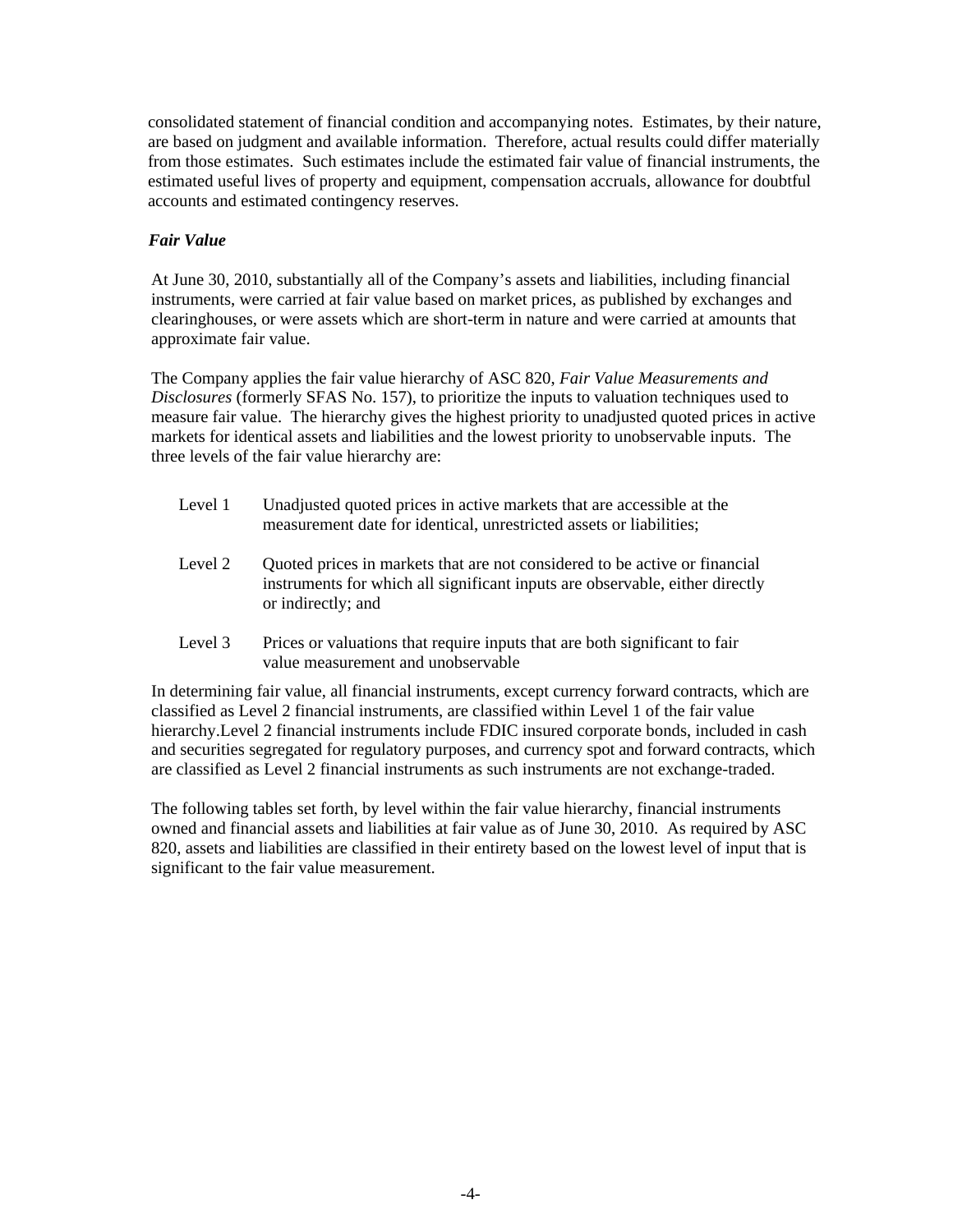consolidated statement of financial condition and accompanying notes. Estimates, by their nature, are based on judgment and available information. Therefore, actual results could differ materially from those estimates. Such estimates include the estimated fair value of financial instruments, the estimated useful lives of property and equipment, compensation accruals, allowance for doubtful accounts and estimated contingency reserves.

### *Fair Value*

At June 30, 2010, substantially all of the Company's assets and liabilities, including financial instruments, were carried at fair value based on market prices, as published by exchanges and clearinghouses, or were assets which are short-term in nature and were carried at amounts that approximate fair value.

The Company applies the fair value hierarchy of ASC 820, *Fair Value Measurements and Disclosures* (formerly SFAS No. 157), to prioritize the inputs to valuation techniques used to measure fair value. The hierarchy gives the highest priority to unadjusted quoted prices in active markets for identical assets and liabilities and the lowest priority to unobservable inputs. The three levels of the fair value hierarchy are:

- Level 1 Unadjusted quoted prices in active markets that are accessible at the measurement date for identical, unrestricted assets or liabilities;
- Level 2 Quoted prices in markets that are not considered to be active or financial instruments for which all significant inputs are observable, either directly or indirectly; and
- Level 3 Prices or valuations that require inputs that are both significant to fair value measurement and unobservable

In determining fair value, all financial instruments, except currency forward contracts, which are classified as Level 2 financial instruments, are classified within Level 1 of the fair value hierarchy.Level 2 financial instruments include FDIC insured corporate bonds, included in cash and securities segregated for regulatory purposes, and currency spot and forward contracts, which are classified as Level 2 financial instruments as such instruments are not exchange-traded.

The following tables set forth, by level within the fair value hierarchy, financial instruments owned and financial assets and liabilities at fair value as of June 30, 2010. As required by ASC 820, assets and liabilities are classified in their entirety based on the lowest level of input that is significant to the fair value measurement.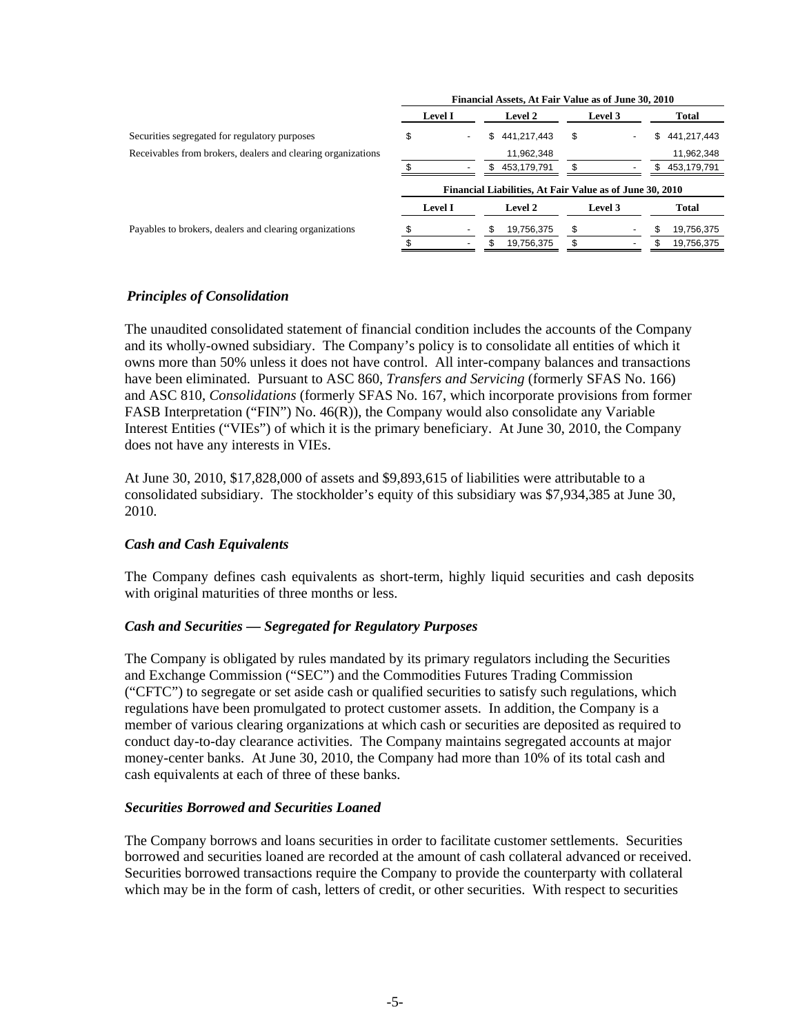| | Financial Assets, At Fair Value as of June 30, 2010 | | | |
|---|---|---|---|---|
| | Level I | Level 2 | Level 3 | Total |
| Securities segregated for regulatory purposes | $ - | $ 441,217,443 | $ - | $ 441,217,443 |
| Receivables from brokers, dealers and clearing organizations | | 11,962,348 | | 11,962,348 |
| | $ - | $ 453,179,791 | $ - | $ 453,179,791 |

| | Financial Liabilities, At Fair Value as of June 30, 2010 | | | |
|---|---|---|---|---|
| | Level I | Level 2 | Level 3 | Total |
| Payables to brokers, dealers and clearing organizations | $ - | $ 19,756,375 | $ - | $ 19,756,375 |
| | $ - | $ 19,756,375 | $ - | $ 19,756,375 |

### *Principles of Consolidation*

The unaudited consolidated statement of financial condition includes the accounts of the Company and its wholly-owned subsidiary. The Company's policy is to consolidate all entities of which it owns more than 50% unless it does not have control. All inter-company balances and transactions have been eliminated. Pursuant to ASC 860, *Transfers and Servicing* (formerly SFAS No. 166) and ASC 810, *Consolidations* (formerly SFAS No. 167, which incorporate provisions from former FASB Interpretation ("FIN") No. 46(R)), the Company would also consolidate any Variable Interest Entities ("VIEs") of which it is the primary beneficiary. At June 30, 2010, the Company does not have any interests in VIEs.

At June 30, 2010, $17,828,000 of assets and $9,893,615 of liabilities were attributable to a consolidated subsidiary. The stockholder's equity of this subsidiary was $7,934,385 at June 30, 2010.

### *Cash and Cash Equivalents*

The Company defines cash equivalents as short-term, highly liquid securities and cash deposits with original maturities of three months or less.

### *Cash and Securities — Segregated for Regulatory Purposes*

The Company is obligated by rules mandated by its primary regulators including the Securities and Exchange Commission ("SEC") and the Commodities Futures Trading Commission ("CFTC") to segregate or set aside cash or qualified securities to satisfy such regulations, which regulations have been promulgated to protect customer assets. In addition, the Company is a member of various clearing organizations at which cash or securities are deposited as required to conduct day-to-day clearance activities. The Company maintains segregated accounts at major money-center banks. At June 30, 2010, the Company had more than 10% of its total cash and cash equivalents at each of three of these banks.

### *Securities Borrowed and Securities Loaned*

The Company borrows and loans securities in order to facilitate customer settlements. Securities borrowed and securities loaned are recorded at the amount of cash collateral advanced or received. Securities borrowed transactions require the Company to provide the counterparty with collateral which may be in the form of cash, letters of credit, or other securities. With respect to securities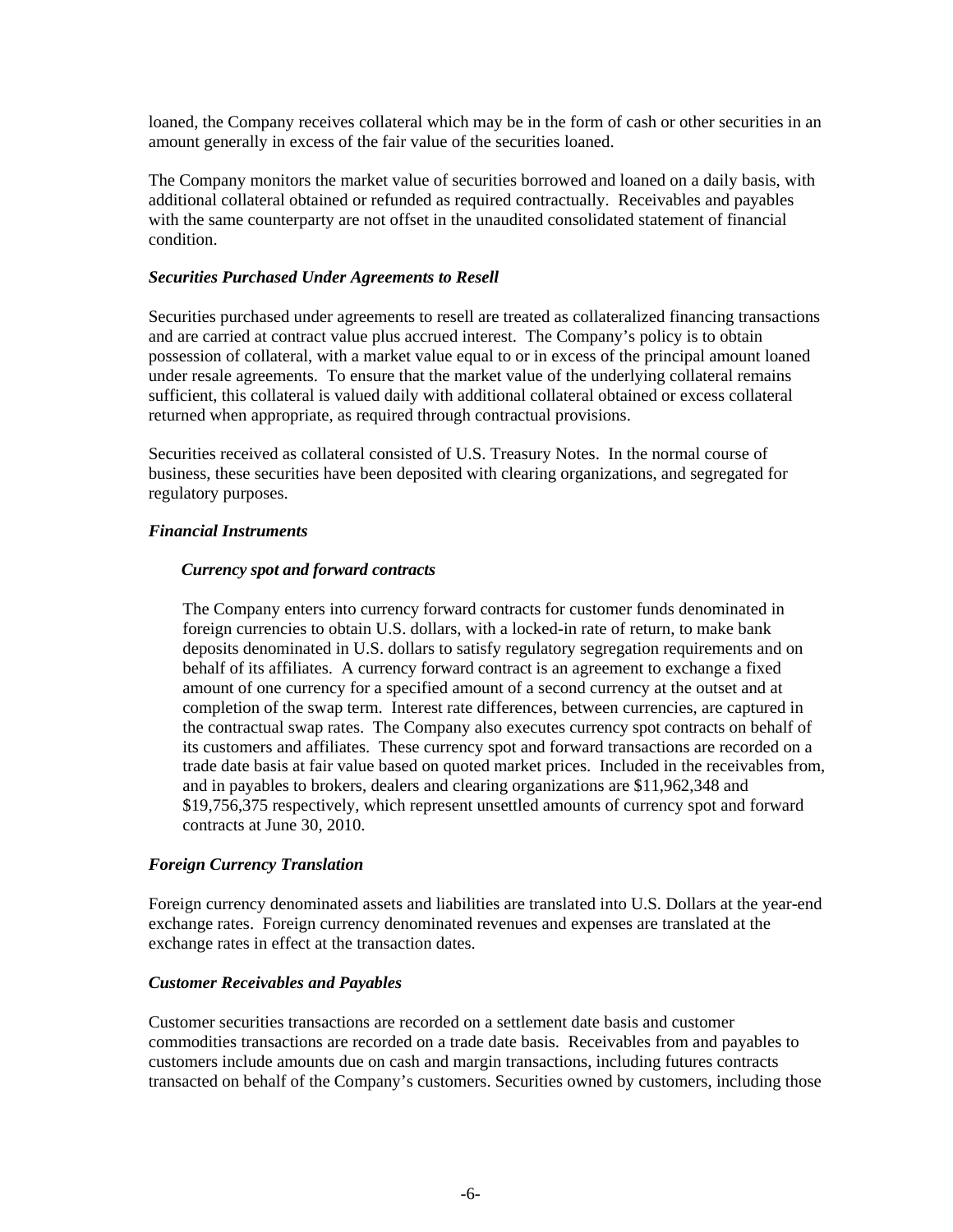loaned, the Company receives collateral which may be in the form of cash or other securities in an amount generally in excess of the fair value of the securities loaned.

The Company monitors the market value of securities borrowed and loaned on a daily basis, with additional collateral obtained or refunded as required contractually. Receivables and payables with the same counterparty are not offset in the unaudited consolidated statement of financial condition.

### *Securities Purchased Under Agreements to Resell*

Securities purchased under agreements to resell are treated as collateralized financing transactions and are carried at contract value plus accrued interest. The Company's policy is to obtain possession of collateral, with a market value equal to or in excess of the principal amount loaned under resale agreements. To ensure that the market value of the underlying collateral remains sufficient, this collateral is valued daily with additional collateral obtained or excess collateral returned when appropriate, as required through contractual provisions.

Securities received as collateral consisted of U.S. Treasury Notes. In the normal course of business, these securities have been deposited with clearing organizations, and segregated for regulatory purposes.

### *Financial Instruments*

#### *Currency spot and forward contracts*

The Company enters into currency forward contracts for customer funds denominated in foreign currencies to obtain U.S. dollars, with a locked-in rate of return, to make bank deposits denominated in U.S. dollars to satisfy regulatory segregation requirements and on behalf of its affiliates. A currency forward contract is an agreement to exchange a fixed amount of one currency for a specified amount of a second currency at the outset and at completion of the swap term. Interest rate differences, between currencies, are captured in the contractual swap rates. The Company also executes currency spot contracts on behalf of its customers and affiliates. These currency spot and forward transactions are recorded on a trade date basis at fair value based on quoted market prices. Included in the receivables from, and in payables to brokers, dealers and clearing organizations are $11,962,348 and $19,756,375 respectively, which represent unsettled amounts of currency spot and forward contracts at June 30, 2010.

### *Foreign Currency Translation*

Foreign currency denominated assets and liabilities are translated into U.S. Dollars at the year-end exchange rates. Foreign currency denominated revenues and expenses are translated at the exchange rates in effect at the transaction dates.

### *Customer Receivables and Payables*

Customer securities transactions are recorded on a settlement date basis and customer commodities transactions are recorded on a trade date basis. Receivables from and payables to customers include amounts due on cash and margin transactions, including futures contracts transacted on behalf of the Company's customers. Securities owned by customers, including those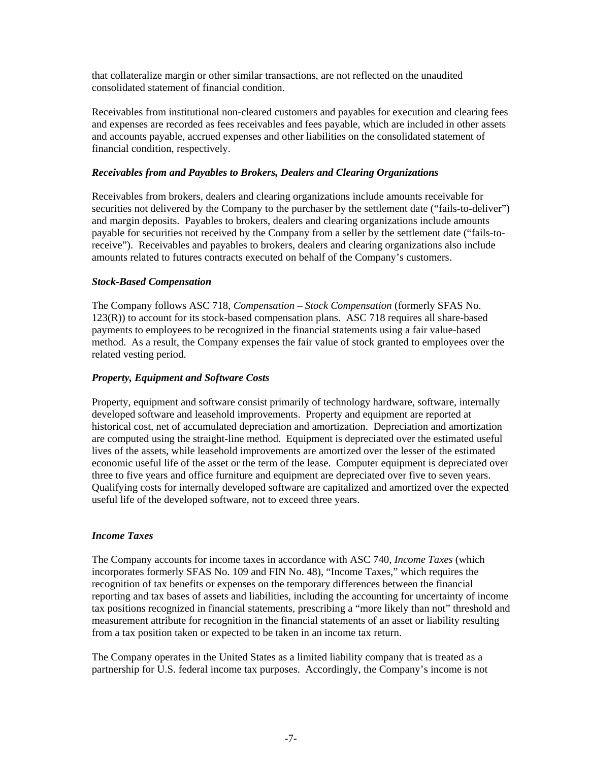that collateralize margin or other similar transactions, are not reflected on the unaudited consolidated statement of financial condition.

Receivables from institutional non-cleared customers and payables for execution and clearing fees and expenses are recorded as fees receivables and fees payable, which are included in other assets and accounts payable, accrued expenses and other liabilities on the consolidated statement of financial condition, respectively.

***Receivables from and Payables to Brokers, Dealers and Clearing Organizations***

Receivables from brokers, dealers and clearing organizations include amounts receivable for securities not delivered by the Company to the purchaser by the settlement date ("fails-to-deliver") and margin deposits. Payables to brokers, dealers and clearing organizations include amounts payable for securities not received by the Company from a seller by the settlement date ("fails-to-receive"). Receivables and payables to brokers, dealers and clearing organizations also include amounts related to futures contracts executed on behalf of the Company's customers.

***Stock-Based Compensation***

The Company follows ASC 718, *Compensation – Stock Compensation* (formerly SFAS No. 123(R)) to account for its stock-based compensation plans. ASC 718 requires all share-based payments to employees to be recognized in the financial statements using a fair value-based method. As a result, the Company expenses the fair value of stock granted to employees over the related vesting period.

***Property, Equipment and Software Costs***

Property, equipment and software consist primarily of technology hardware, software, internally developed software and leasehold improvements. Property and equipment are reported at historical cost, net of accumulated depreciation and amortization. Depreciation and amortization are computed using the straight-line method. Equipment is depreciated over the estimated useful lives of the assets, while leasehold improvements are amortized over the lesser of the estimated economic useful life of the asset or the term of the lease. Computer equipment is depreciated over three to five years and office furniture and equipment are depreciated over five to seven years. Qualifying costs for internally developed software are capitalized and amortized over the expected useful life of the developed software, not to exceed three years.

***Income Taxes***

The Company accounts for income taxes in accordance with ASC 740, *Income Taxes* (which incorporates formerly SFAS No. 109 and FIN No. 48), "Income Taxes," which requires the recognition of tax benefits or expenses on the temporary differences between the financial reporting and tax bases of assets and liabilities, including the accounting for uncertainty of income tax positions recognized in financial statements, prescribing a "more likely than not" threshold and measurement attribute for recognition in the financial statements of an asset or liability resulting from a tax position taken or expected to be taken in an income tax return.

The Company operates in the United States as a limited liability company that is treated as a partnership for U.S. federal income tax purposes. Accordingly, the Company's income is not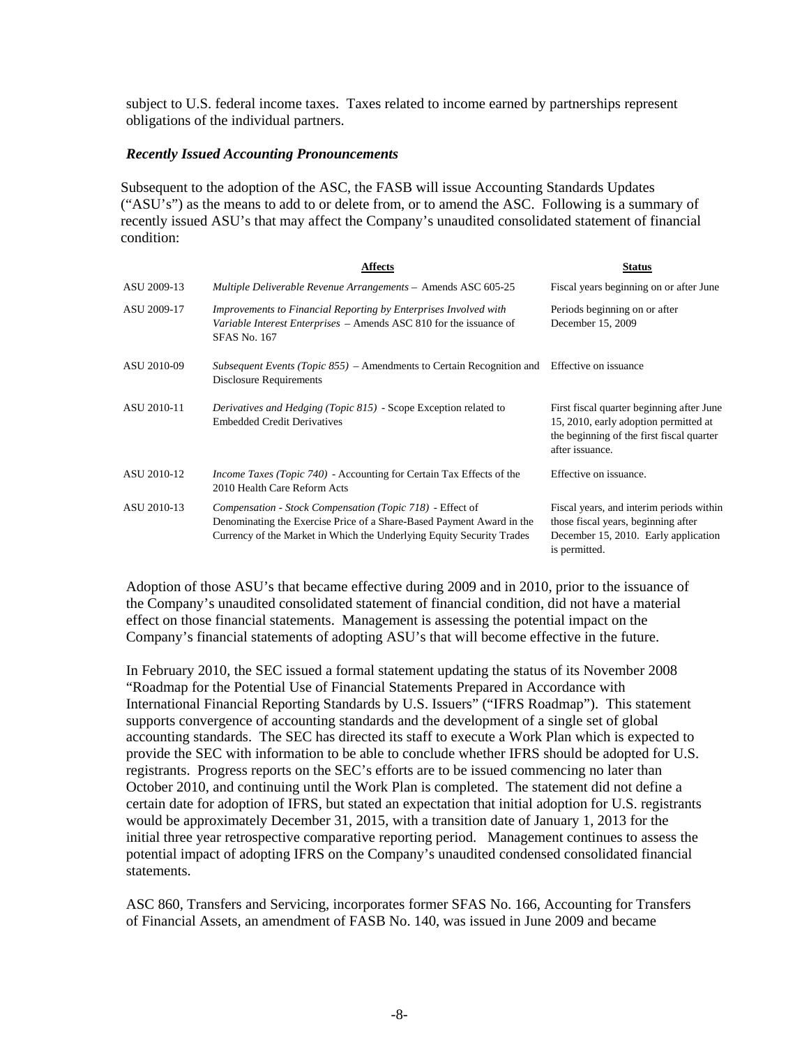subject to U.S. federal income taxes. Taxes related to income earned by partnerships represent obligations of the individual partners.

***Recently Issued Accounting Pronouncements***

Subsequent to the adoption of the ASC, the FASB will issue Accounting Standards Updates ("ASU's") as the means to add to or delete from, or to amend the ASC. Following is a summary of recently issued ASU's that may affect the Company's unaudited consolidated statement of financial condition:

| | **Affects** | **Status** |
|---|---|---|
| ASU 2009-13 | *Multiple Deliverable Revenue Arrangements* – Amends ASC 605-25 | Fiscal years beginning on or after June |
| ASU 2009-17 | *Improvements to Financial Reporting by Enterprises Involved with Variable Interest Enterprises* – Amends ASC 810 for the issuance of SFAS No. 167 | Periods beginning on or after December 15, 2009 |
| ASU 2010-09 | *Subsequent Events (Topic 855)* – Amendments to Certain Recognition and Disclosure Requirements | Effective on issuance |
| ASU 2010-11 | *Derivatives and Hedging (Topic 815)* - Scope Exception related to Embedded Credit Derivatives | First fiscal quarter beginning after June 15, 2010, early adoption permitted at the beginning of the first fiscal quarter after issuance. |
| ASU 2010-12 | *Income Taxes (Topic 740)* - Accounting for Certain Tax Effects of the 2010 Health Care Reform Acts | Effective on issuance. |
| ASU 2010-13 | *Compensation - Stock Compensation (Topic 718)* - Effect of Denominating the Exercise Price of a Share-Based Payment Award in the Currency of the Market in Which the Underlying Equity Security Trades | Fiscal years, and interim periods within those fiscal years, beginning after December 15, 2010. Early application is permitted. |

Adoption of those ASU's that became effective during 2009 and in 2010, prior to the issuance of the Company's unaudited consolidated statement of financial condition, did not have a material effect on those financial statements. Management is assessing the potential impact on the Company's financial statements of adopting ASU's that will become effective in the future.

In February 2010, the SEC issued a formal statement updating the status of its November 2008 "Roadmap for the Potential Use of Financial Statements Prepared in Accordance with International Financial Reporting Standards by U.S. Issuers" ("IFRS Roadmap"). This statement supports convergence of accounting standards and the development of a single set of global accounting standards. The SEC has directed its staff to execute a Work Plan which is expected to provide the SEC with information to be able to conclude whether IFRS should be adopted for U.S. registrants. Progress reports on the SEC's efforts are to be issued commencing no later than October 2010, and continuing until the Work Plan is completed. The statement did not define a certain date for adoption of IFRS, but stated an expectation that initial adoption for U.S. registrants would be approximately December 31, 2015, with a transition date of January 1, 2013 for the initial three year retrospective comparative reporting period. Management continues to assess the potential impact of adopting IFRS on the Company's unaudited condensed consolidated financial statements.

ASC 860, Transfers and Servicing, incorporates former SFAS No. 166, Accounting for Transfers of Financial Assets, an amendment of FASB No. 140, was issued in June 2009 and became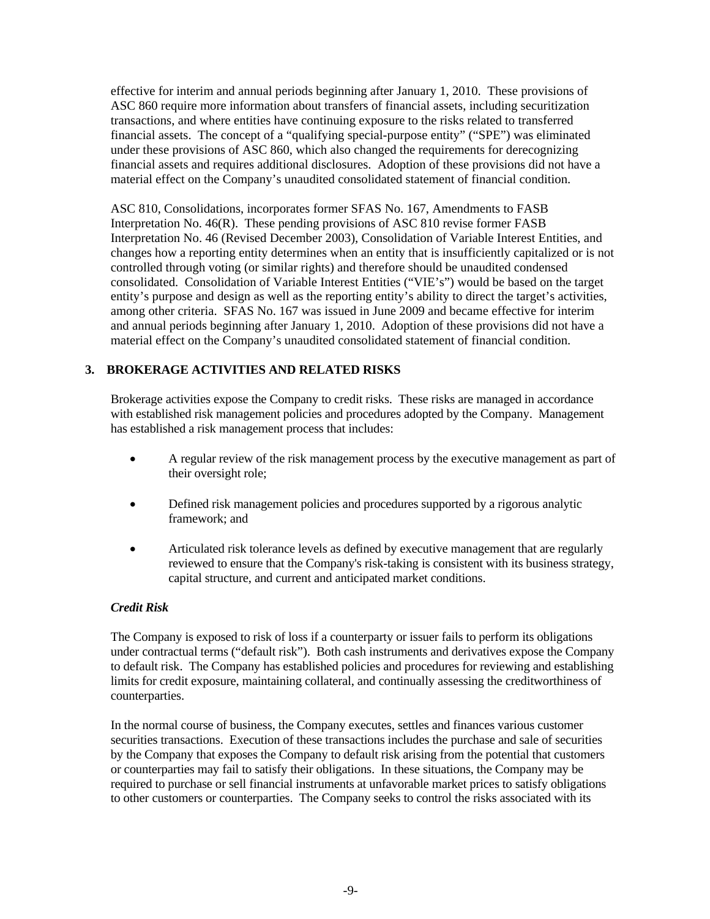effective for interim and annual periods beginning after January 1, 2010. These provisions of ASC 860 require more information about transfers of financial assets, including securitization transactions, and where entities have continuing exposure to the risks related to transferred financial assets. The concept of a "qualifying special-purpose entity" ("SPE") was eliminated under these provisions of ASC 860, which also changed the requirements for derecognizing financial assets and requires additional disclosures. Adoption of these provisions did not have a material effect on the Company's unaudited consolidated statement of financial condition.

ASC 810, Consolidations, incorporates former SFAS No. 167, Amendments to FASB Interpretation No. 46(R). These pending provisions of ASC 810 revise former FASB Interpretation No. 46 (Revised December 2003), Consolidation of Variable Interest Entities, and changes how a reporting entity determines when an entity that is insufficiently capitalized or is not controlled through voting (or similar rights) and therefore should be unaudited condensed consolidated. Consolidation of Variable Interest Entities ("VIE's") would be based on the target entity's purpose and design as well as the reporting entity's ability to direct the target's activities, among other criteria. SFAS No. 167 was issued in June 2009 and became effective for interim and annual periods beginning after January 1, 2010. Adoption of these provisions did not have a material effect on the Company's unaudited consolidated statement of financial condition.

## 3. BROKERAGE ACTIVITIES AND RELATED RISKS

Brokerage activities expose the Company to credit risks. These risks are managed in accordance with established risk management policies and procedures adopted by the Company. Management has established a risk management process that includes:

- A regular review of the risk management process by the executive management as part of their oversight role;
- Defined risk management policies and procedures supported by a rigorous analytic framework; and
- Articulated risk tolerance levels as defined by executive management that are regularly reviewed to ensure that the Company's risk-taking is consistent with its business strategy, capital structure, and current and anticipated market conditions.

***Credit Risk***

The Company is exposed to risk of loss if a counterparty or issuer fails to perform its obligations under contractual terms ("default risk"). Both cash instruments and derivatives expose the Company to default risk. The Company has established policies and procedures for reviewing and establishing limits for credit exposure, maintaining collateral, and continually assessing the creditworthiness of counterparties.

In the normal course of business, the Company executes, settles and finances various customer securities transactions. Execution of these transactions includes the purchase and sale of securities by the Company that exposes the Company to default risk arising from the potential that customers or counterparties may fail to satisfy their obligations. In these situations, the Company may be required to purchase or sell financial instruments at unfavorable market prices to satisfy obligations to other customers or counterparties. The Company seeks to control the risks associated with its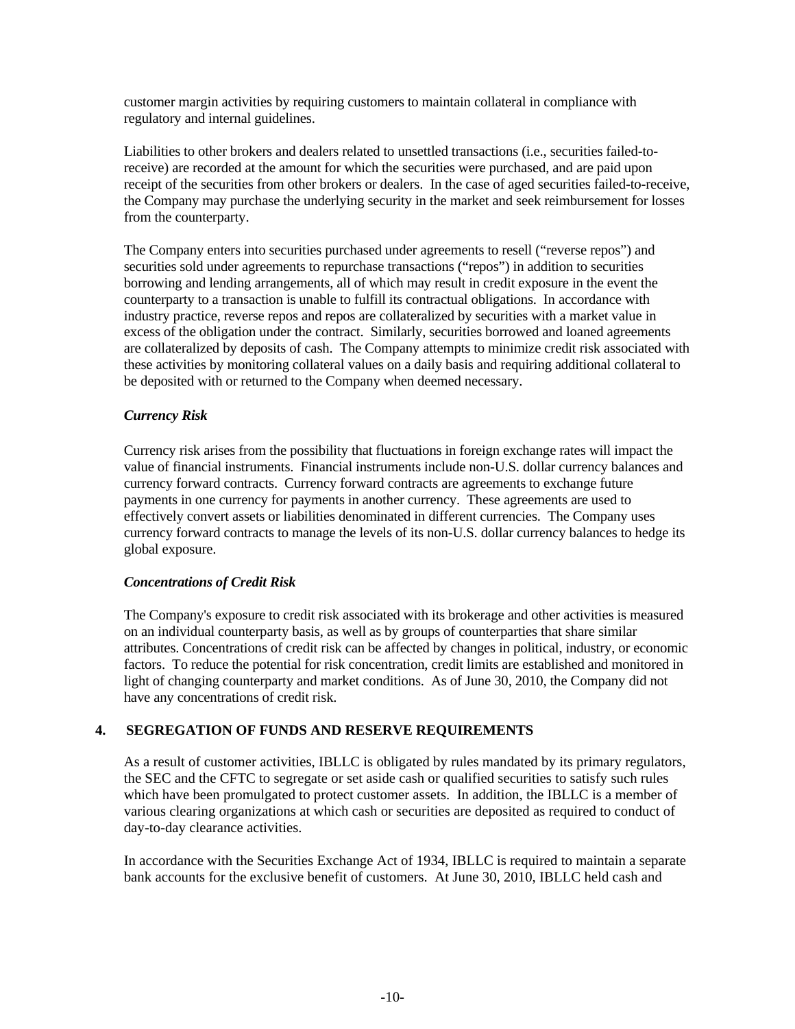customer margin activities by requiring customers to maintain collateral in compliance with regulatory and internal guidelines.

Liabilities to other brokers and dealers related to unsettled transactions (i.e., securities failed-to-receive) are recorded at the amount for which the securities were purchased, and are paid upon receipt of the securities from other brokers or dealers. In the case of aged securities failed-to-receive, the Company may purchase the underlying security in the market and seek reimbursement for losses from the counterparty.

The Company enters into securities purchased under agreements to resell ("reverse repos") and securities sold under agreements to repurchase transactions ("repos") in addition to securities borrowing and lending arrangements, all of which may result in credit exposure in the event the counterparty to a transaction is unable to fulfill its contractual obligations. In accordance with industry practice, reverse repos and repos are collateralized by securities with a market value in excess of the obligation under the contract. Similarly, securities borrowed and loaned agreements are collateralized by deposits of cash. The Company attempts to minimize credit risk associated with these activities by monitoring collateral values on a daily basis and requiring additional collateral to be deposited with or returned to the Company when deemed necessary.

***Currency Risk***

Currency risk arises from the possibility that fluctuations in foreign exchange rates will impact the value of financial instruments. Financial instruments include non-U.S. dollar currency balances and currency forward contracts. Currency forward contracts are agreements to exchange future payments in one currency for payments in another currency. These agreements are used to effectively convert assets or liabilities denominated in different currencies. The Company uses currency forward contracts to manage the levels of its non-U.S. dollar currency balances to hedge its global exposure.

***Concentrations of Credit Risk***

The Company's exposure to credit risk associated with its brokerage and other activities is measured on an individual counterparty basis, as well as by groups of counterparties that share similar attributes. Concentrations of credit risk can be affected by changes in political, industry, or economic factors. To reduce the potential for risk concentration, credit limits are established and monitored in light of changing counterparty and market conditions. As of June 30, 2010, the Company did not have any concentrations of credit risk.

## 4. SEGREGATION OF FUNDS AND RESERVE REQUIREMENTS

As a result of customer activities, IBLLC is obligated by rules mandated by its primary regulators, the SEC and the CFTC to segregate or set aside cash or qualified securities to satisfy such rules which have been promulgated to protect customer assets. In addition, the IBLLC is a member of various clearing organizations at which cash or securities are deposited as required to conduct of day-to-day clearance activities.

In accordance with the Securities Exchange Act of 1934, IBLLC is required to maintain a separate bank accounts for the exclusive benefit of customers. At June 30, 2010, IBLLC held cash and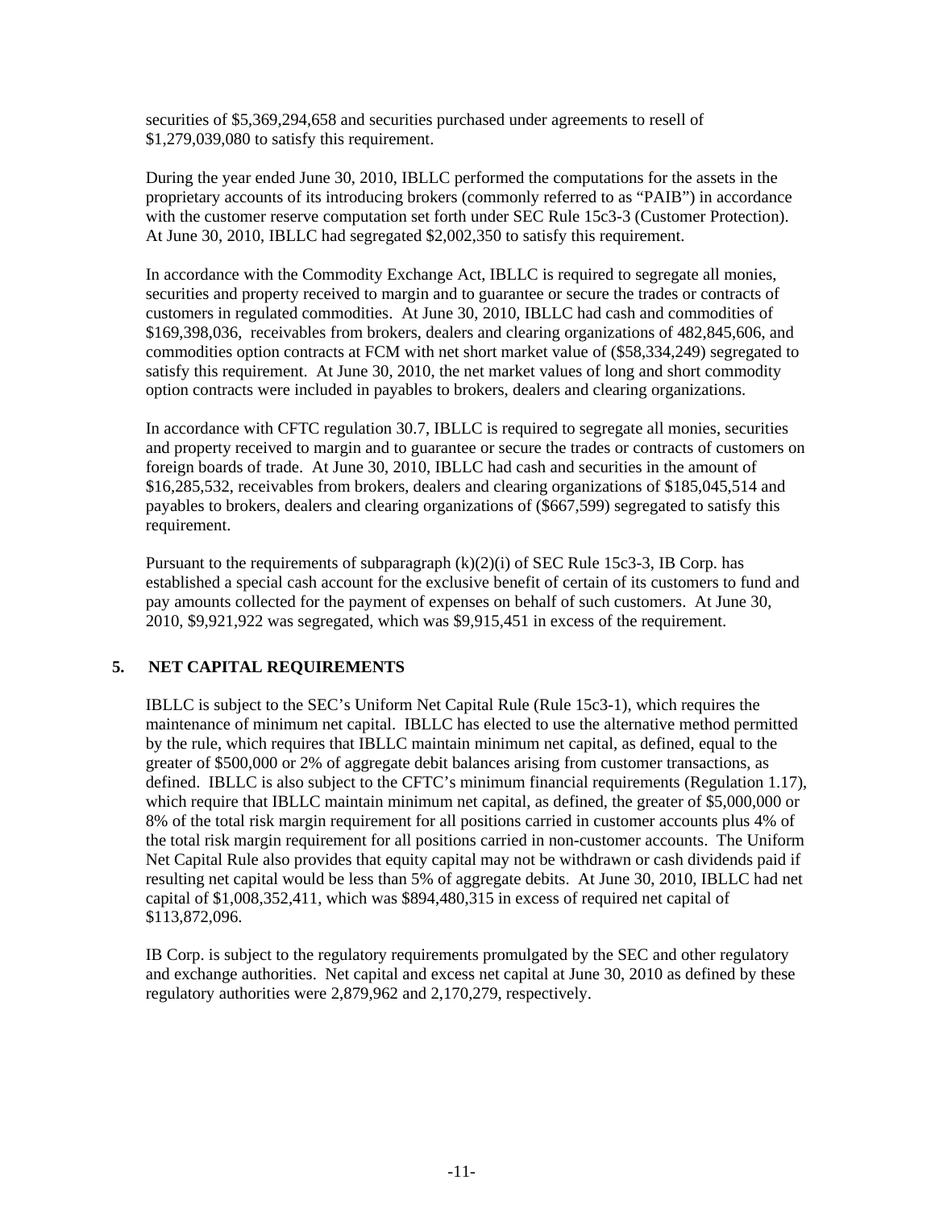securities of $5,369,294,658 and securities purchased under agreements to resell of $1,279,039,080 to satisfy this requirement.

During the year ended June 30, 2010, IBLLC performed the computations for the assets in the proprietary accounts of its introducing brokers (commonly referred to as "PAIB") in accordance with the customer reserve computation set forth under SEC Rule 15c3-3 (Customer Protection). At June 30, 2010, IBLLC had segregated $2,002,350 to satisfy this requirement.

In accordance with the Commodity Exchange Act, IBLLC is required to segregate all monies, securities and property received to margin and to guarantee or secure the trades or contracts of customers in regulated commodities. At June 30, 2010, IBLLC had cash and commodities of $169,398,036, receivables from brokers, dealers and clearing organizations of 482,845,606, and commodities option contracts at FCM with net short market value of ($58,334,249) segregated to satisfy this requirement. At June 30, 2010, the net market values of long and short commodity option contracts were included in payables to brokers, dealers and clearing organizations.

In accordance with CFTC regulation 30.7, IBLLC is required to segregate all monies, securities and property received to margin and to guarantee or secure the trades or contracts of customers on foreign boards of trade. At June 30, 2010, IBLLC had cash and securities in the amount of $16,285,532, receivables from brokers, dealers and clearing organizations of $185,045,514 and payables to brokers, dealers and clearing organizations of ($667,599) segregated to satisfy this requirement.

Pursuant to the requirements of subparagraph (k)(2)(i) of SEC Rule 15c3-3, IB Corp. has established a special cash account for the exclusive benefit of certain of its customers to fund and pay amounts collected for the payment of expenses on behalf of such customers. At June 30, 2010, $9,921,922 was segregated, which was $9,915,451 in excess of the requirement.

## 5. NET CAPITAL REQUIREMENTS

IBLLC is subject to the SEC's Uniform Net Capital Rule (Rule 15c3-1), which requires the maintenance of minimum net capital. IBLLC has elected to use the alternative method permitted by the rule, which requires that IBLLC maintain minimum net capital, as defined, equal to the greater of $500,000 or 2% of aggregate debit balances arising from customer transactions, as defined. IBLLC is also subject to the CFTC's minimum financial requirements (Regulation 1.17), which require that IBLLC maintain minimum net capital, as defined, the greater of $5,000,000 or 8% of the total risk margin requirement for all positions carried in customer accounts plus 4% of the total risk margin requirement for all positions carried in non-customer accounts. The Uniform Net Capital Rule also provides that equity capital may not be withdrawn or cash dividends paid if resulting net capital would be less than 5% of aggregate debits. At June 30, 2010, IBLLC had net capital of $1,008,352,411, which was $894,480,315 in excess of required net capital of $113,872,096.

IB Corp. is subject to the regulatory requirements promulgated by the SEC and other regulatory and exchange authorities. Net capital and excess net capital at June 30, 2010 as defined by these regulatory authorities were 2,879,962 and 2,170,279, respectively.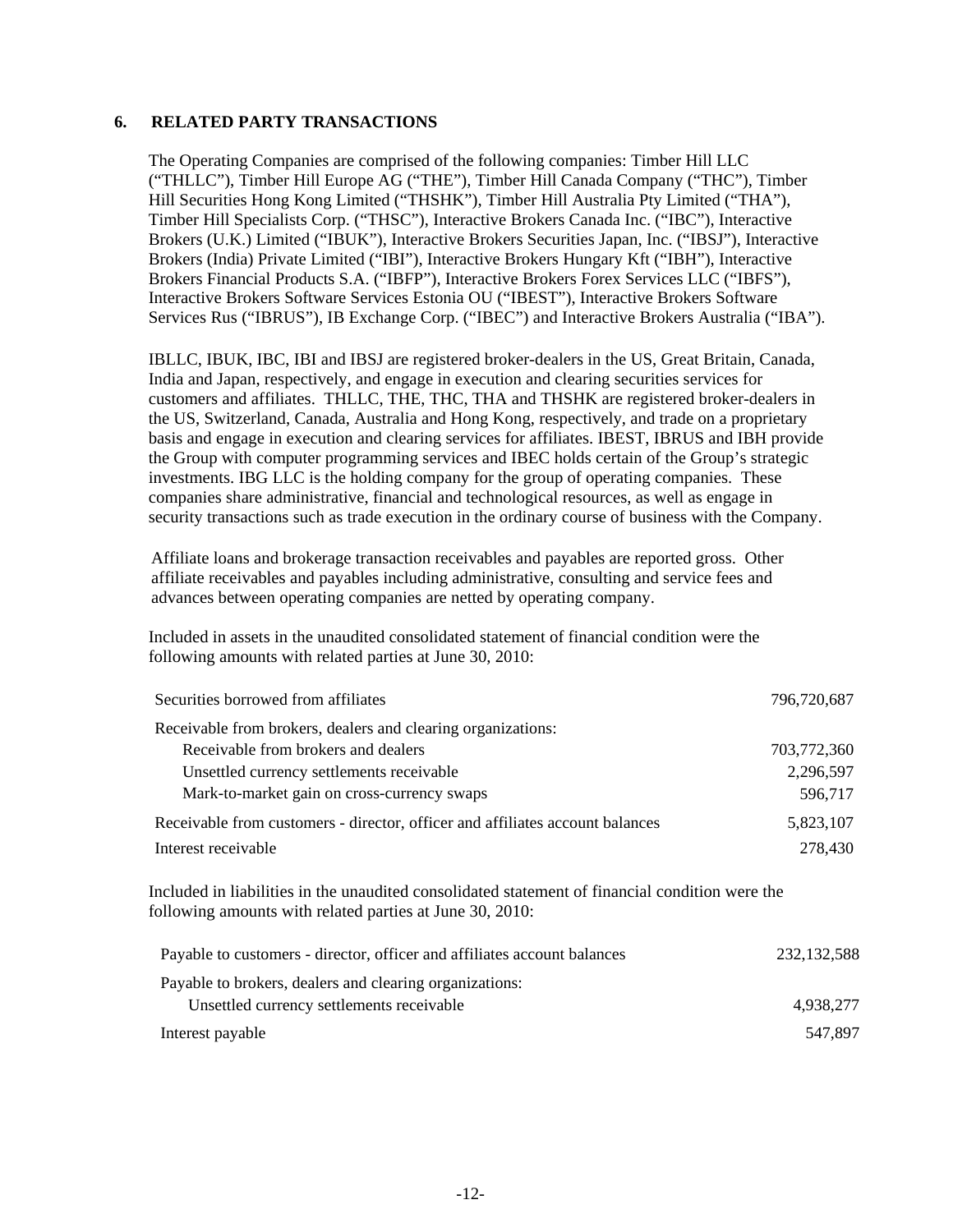## 6. RELATED PARTY TRANSACTIONS

The Operating Companies are comprised of the following companies: Timber Hill LLC ("THLLC"), Timber Hill Europe AG ("THE"), Timber Hill Canada Company ("THC"), Timber Hill Securities Hong Kong Limited ("THSHK"), Timber Hill Australia Pty Limited ("THA"), Timber Hill Specialists Corp. ("THSC"), Interactive Brokers Canada Inc. ("IBC"), Interactive Brokers (U.K.) Limited ("IBUK"), Interactive Brokers Securities Japan, Inc. ("IBSJ"), Interactive Brokers (India) Private Limited ("IBI"), Interactive Brokers Hungary Kft ("IBH"), Interactive Brokers Financial Products S.A. ("IBFP"), Interactive Brokers Forex Services LLC ("IBFS"), Interactive Brokers Software Services Estonia OU ("IBEST"), Interactive Brokers Software Services Rus ("IBRUS"), IB Exchange Corp. ("IBEC") and Interactive Brokers Australia ("IBA").

IBLLC, IBUK, IBC, IBI and IBSJ are registered broker-dealers in the US, Great Britain, Canada, India and Japan, respectively, and engage in execution and clearing securities services for customers and affiliates. THLLC, THE, THC, THA and THSHK are registered broker-dealers in the US, Switzerland, Canada, Australia and Hong Kong, respectively, and trade on a proprietary basis and engage in execution and clearing services for affiliates. IBEST, IBRUS and IBH provide the Group with computer programming services and IBEC holds certain of the Group's strategic investments. IBG LLC is the holding company for the group of operating companies. These companies share administrative, financial and technological resources, as well as engage in security transactions such as trade execution in the ordinary course of business with the Company.

Affiliate loans and brokerage transaction receivables and payables are reported gross. Other affiliate receivables and payables including administrative, consulting and service fees and advances between operating companies are netted by operating company.

Included in assets in the unaudited consolidated statement of financial condition were the following amounts with related parties at June 30, 2010:

| | |
|---|---|
| Securities borrowed from affiliates | 796,720,687 |
| Receivable from brokers, dealers and clearing organizations: | |
| Receivable from brokers and dealers | 703,772,360 |
| Unsettled currency settlements receivable | 2,296,597 |
| Mark-to-market gain on cross-currency swaps | 596,717 |
| Receivable from customers - director, officer and affiliates account balances | 5,823,107 |
| Interest receivable | 278,430 |

Included in liabilities in the unaudited consolidated statement of financial condition were the following amounts with related parties at June 30, 2010:

| | |
|---|---|
| Payable to customers - director, officer and affiliates account balances | 232,132,588 |
| Payable to brokers, dealers and clearing organizations: | |
| Unsettled currency settlements receivable | 4,938,277 |
| Interest payable | 547,897 |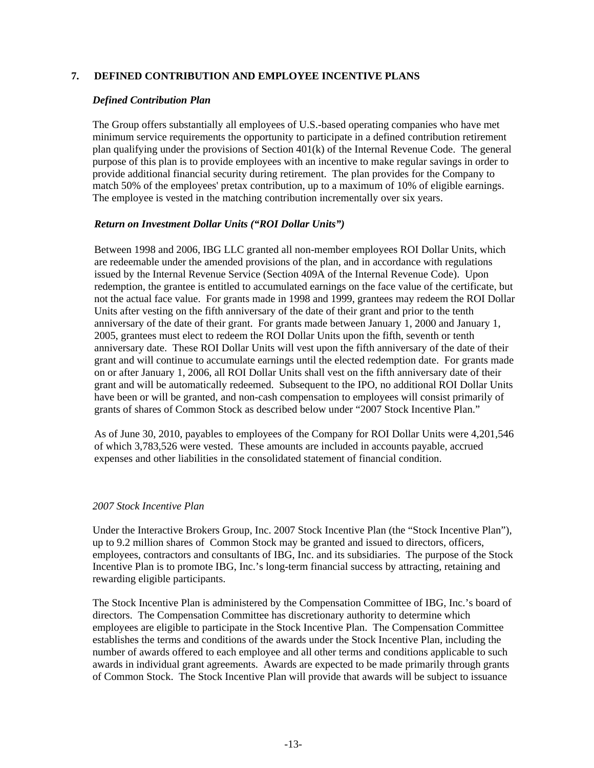## 7. DEFINED CONTRIBUTION AND EMPLOYEE INCENTIVE PLANS

### *Defined Contribution Plan*

The Group offers substantially all employees of U.S.-based operating companies who have met minimum service requirements the opportunity to participate in a defined contribution retirement plan qualifying under the provisions of Section 401(k) of the Internal Revenue Code. The general purpose of this plan is to provide employees with an incentive to make regular savings in order to provide additional financial security during retirement. The plan provides for the Company to match 50% of the employees' pretax contribution, up to a maximum of 10% of eligible earnings. The employee is vested in the matching contribution incrementally over six years.

### *Return on Investment Dollar Units ("ROI Dollar Units")*

Between 1998 and 2006, IBG LLC granted all non-member employees ROI Dollar Units, which are redeemable under the amended provisions of the plan, and in accordance with regulations issued by the Internal Revenue Service (Section 409A of the Internal Revenue Code). Upon redemption, the grantee is entitled to accumulated earnings on the face value of the certificate, but not the actual face value. For grants made in 1998 and 1999, grantees may redeem the ROI Dollar Units after vesting on the fifth anniversary of the date of their grant and prior to the tenth anniversary of the date of their grant. For grants made between January 1, 2000 and January 1, 2005, grantees must elect to redeem the ROI Dollar Units upon the fifth, seventh or tenth anniversary date. These ROI Dollar Units will vest upon the fifth anniversary of the date of their grant and will continue to accumulate earnings until the elected redemption date. For grants made on or after January 1, 2006, all ROI Dollar Units shall vest on the fifth anniversary date of their grant and will be automatically redeemed. Subsequent to the IPO, no additional ROI Dollar Units have been or will be granted, and non-cash compensation to employees will consist primarily of grants of shares of Common Stock as described below under "2007 Stock Incentive Plan."

As of June 30, 2010, payables to employees of the Company for ROI Dollar Units were 4,201,546 of which 3,783,526 were vested. These amounts are included in accounts payable, accrued expenses and other liabilities in the consolidated statement of financial condition.

### *2007 Stock Incentive Plan*

Under the Interactive Brokers Group, Inc. 2007 Stock Incentive Plan (the "Stock Incentive Plan"), up to 9.2 million shares of Common Stock may be granted and issued to directors, officers, employees, contractors and consultants of IBG, Inc. and its subsidiaries. The purpose of the Stock Incentive Plan is to promote IBG, Inc.'s long-term financial success by attracting, retaining and rewarding eligible participants.

The Stock Incentive Plan is administered by the Compensation Committee of IBG, Inc.'s board of directors. The Compensation Committee has discretionary authority to determine which employees are eligible to participate in the Stock Incentive Plan. The Compensation Committee establishes the terms and conditions of the awards under the Stock Incentive Plan, including the number of awards offered to each employee and all other terms and conditions applicable to such awards in individual grant agreements. Awards are expected to be made primarily through grants of Common Stock. The Stock Incentive Plan will provide that awards will be subject to issuance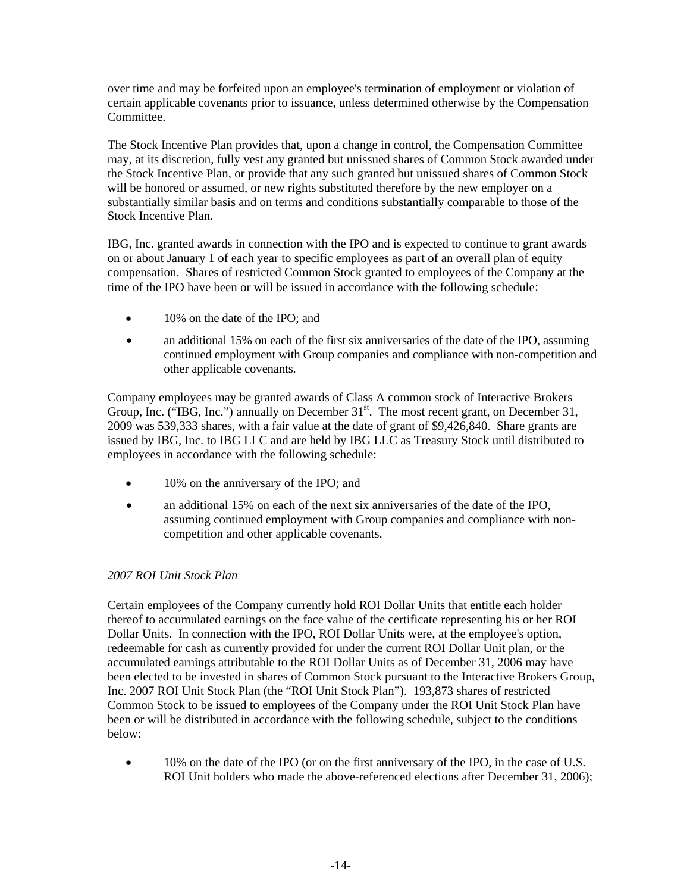over time and may be forfeited upon an employee's termination of employment or violation of certain applicable covenants prior to issuance, unless determined otherwise by the Compensation Committee.

The Stock Incentive Plan provides that, upon a change in control, the Compensation Committee may, at its discretion, fully vest any granted but unissued shares of Common Stock awarded under the Stock Incentive Plan, or provide that any such granted but unissued shares of Common Stock will be honored or assumed, or new rights substituted therefore by the new employer on a substantially similar basis and on terms and conditions substantially comparable to those of the Stock Incentive Plan.

IBG, Inc. granted awards in connection with the IPO and is expected to continue to grant awards on or about January 1 of each year to specific employees as part of an overall plan of equity compensation. Shares of restricted Common Stock granted to employees of the Company at the time of the IPO have been or will be issued in accordance with the following schedule:

- 10% on the date of the IPO; and
- an additional 15% on each of the first six anniversaries of the date of the IPO, assuming continued employment with Group companies and compliance with non-competition and other applicable covenants.

Company employees may be granted awards of Class A common stock of Interactive Brokers Group, Inc. ("IBG, Inc.") annually on December 31st. The most recent grant, on December 31, 2009 was 539,333 shares, with a fair value at the date of grant of $9,426,840. Share grants are issued by IBG, Inc. to IBG LLC and are held by IBG LLC as Treasury Stock until distributed to employees in accordance with the following schedule:

- 10% on the anniversary of the IPO; and
- an additional 15% on each of the next six anniversaries of the date of the IPO, assuming continued employment with Group companies and compliance with non-competition and other applicable covenants.

*2007 ROI Unit Stock Plan*

Certain employees of the Company currently hold ROI Dollar Units that entitle each holder thereof to accumulated earnings on the face value of the certificate representing his or her ROI Dollar Units. In connection with the IPO, ROI Dollar Units were, at the employee's option, redeemable for cash as currently provided for under the current ROI Dollar Unit plan, or the accumulated earnings attributable to the ROI Dollar Units as of December 31, 2006 may have been elected to be invested in shares of Common Stock pursuant to the Interactive Brokers Group, Inc. 2007 ROI Unit Stock Plan (the "ROI Unit Stock Plan"). 193,873 shares of restricted Common Stock to be issued to employees of the Company under the ROI Unit Stock Plan have been or will be distributed in accordance with the following schedule, subject to the conditions below:

- 10% on the date of the IPO (or on the first anniversary of the IPO, in the case of U.S. ROI Unit holders who made the above-referenced elections after December 31, 2006);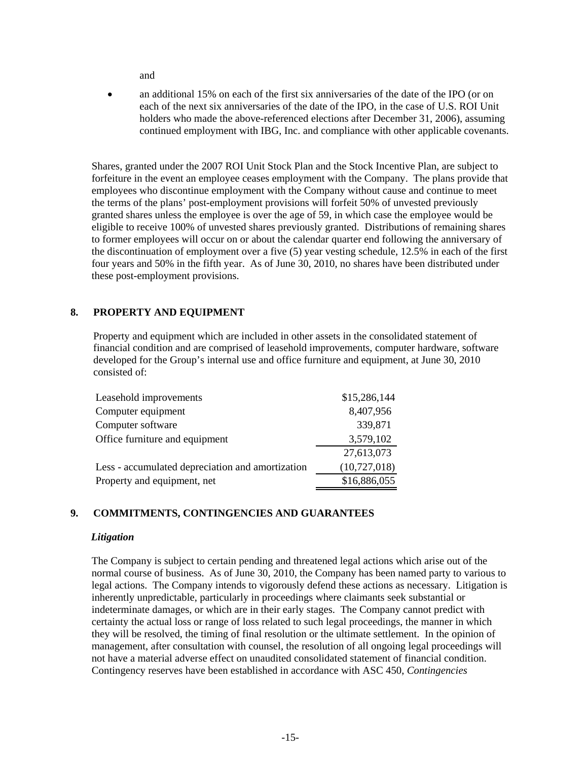and

- an additional 15% on each of the first six anniversaries of the date of the IPO (or on each of the next six anniversaries of the date of the IPO, in the case of U.S. ROI Unit holders who made the above-referenced elections after December 31, 2006), assuming continued employment with IBG, Inc. and compliance with other applicable covenants.

Shares, granted under the 2007 ROI Unit Stock Plan and the Stock Incentive Plan, are subject to forfeiture in the event an employee ceases employment with the Company. The plans provide that employees who discontinue employment with the Company without cause and continue to meet the terms of the plans' post-employment provisions will forfeit 50% of unvested previously granted shares unless the employee is over the age of 59, in which case the employee would be eligible to receive 100% of unvested shares previously granted. Distributions of remaining shares to former employees will occur on or about the calendar quarter end following the anniversary of the discontinuation of employment over a five (5) year vesting schedule, 12.5% in each of the first four years and 50% in the fifth year. As of June 30, 2010, no shares have been distributed under these post-employment provisions.

## 8. PROPERTY AND EQUIPMENT

Property and equipment which are included in other assets in the consolidated statement of financial condition and are comprised of leasehold improvements, computer hardware, software developed for the Group's internal use and office furniture and equipment, at June 30, 2010 consisted of:

| | |
|---|---|
| Leasehold improvements | \$15,286,144 |
| Computer equipment | 8,407,956 |
| Computer software | 339,871 |
| Office furniture and equipment | 3,579,102 |
| | 27,613,073 |
| Less - accumulated depreciation and amortization | (10,727,018) |
| Property and equipment, net | \$16,886,055 |

## 9. COMMITMENTS, CONTINGENCIES AND GUARANTEES

***Litigation***

The Company is subject to certain pending and threatened legal actions which arise out of the normal course of business. As of June 30, 2010, the Company has been named party to various to legal actions. The Company intends to vigorously defend these actions as necessary. Litigation is inherently unpredictable, particularly in proceedings where claimants seek substantial or indeterminate damages, or which are in their early stages. The Company cannot predict with certainty the actual loss or range of loss related to such legal proceedings, the manner in which they will be resolved, the timing of final resolution or the ultimate settlement. In the opinion of management, after consultation with counsel, the resolution of all ongoing legal proceedings will not have a material adverse effect on unaudited consolidated statement of financial condition. Contingency reserves have been established in accordance with ASC 450, *Contingencies*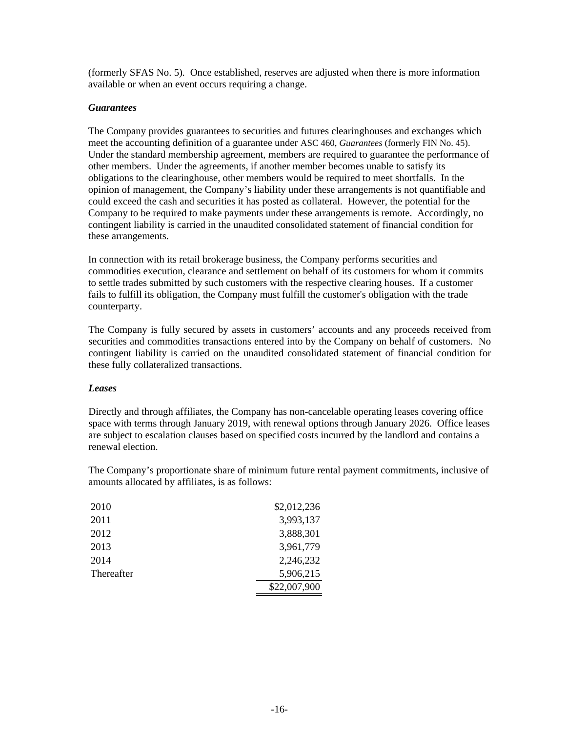(formerly SFAS No. 5). Once established, reserves are adjusted when there is more information available or when an event occurs requiring a change.

### *Guarantees*

The Company provides guarantees to securities and futures clearinghouses and exchanges which meet the accounting definition of a guarantee under ASC 460, *Guarantees* (formerly FIN No. 45). Under the standard membership agreement, members are required to guarantee the performance of other members. Under the agreements, if another member becomes unable to satisfy its obligations to the clearinghouse, other members would be required to meet shortfalls. In the opinion of management, the Company's liability under these arrangements is not quantifiable and could exceed the cash and securities it has posted as collateral. However, the potential for the Company to be required to make payments under these arrangements is remote. Accordingly, no contingent liability is carried in the unaudited consolidated statement of financial condition for these arrangements.

In connection with its retail brokerage business, the Company performs securities and commodities execution, clearance and settlement on behalf of its customers for whom it commits to settle trades submitted by such customers with the respective clearing houses. If a customer fails to fulfill its obligation, the Company must fulfill the customer's obligation with the trade counterparty.

The Company is fully secured by assets in customers' accounts and any proceeds received from securities and commodities transactions entered into by the Company on behalf of customers. No contingent liability is carried on the unaudited consolidated statement of financial condition for these fully collateralized transactions.

### *Leases*

Directly and through affiliates, the Company has non-cancelable operating leases covering office space with terms through January 2019, with renewal options through January 2026. Office leases are subject to escalation clauses based on specified costs incurred by the landlord and contains a renewal election.

The Company's proportionate share of minimum future rental payment commitments, inclusive of amounts allocated by affiliates, is as follows:

| | |
|---|---:|
| 2010 | $2,012,236 |
| 2011 | 3,993,137 |
| 2012 | 3,888,301 |
| 2013 | 3,961,779 |
| 2014 | 2,246,232 |
| Thereafter | 5,906,215 |
| | $22,007,900 |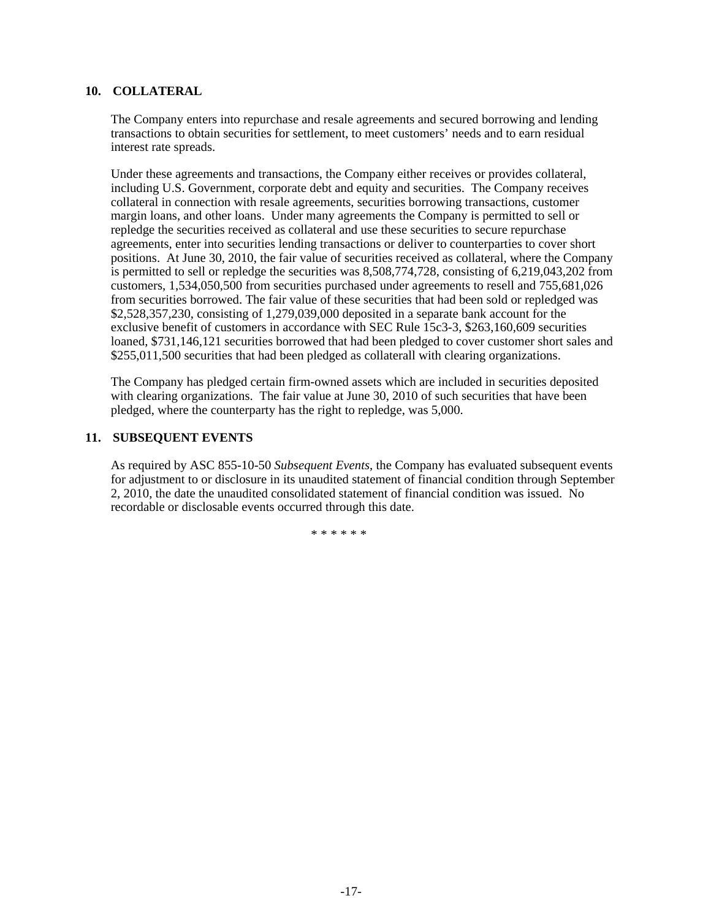## 10. COLLATERAL

The Company enters into repurchase and resale agreements and secured borrowing and lending transactions to obtain securities for settlement, to meet customers' needs and to earn residual interest rate spreads.

Under these agreements and transactions, the Company either receives or provides collateral, including U.S. Government, corporate debt and equity and securities. The Company receives collateral in connection with resale agreements, securities borrowing transactions, customer margin loans, and other loans. Under many agreements the Company is permitted to sell or repledge the securities received as collateral and use these securities to secure repurchase agreements, enter into securities lending transactions or deliver to counterparties to cover short positions. At June 30, 2010, the fair value of securities received as collateral, where the Company is permitted to sell or repledge the securities was 8,508,774,728, consisting of 6,219,043,202 from customers, 1,534,050,500 from securities purchased under agreements to resell and 755,681,026 from securities borrowed. The fair value of these securities that had been sold or repledged was $2,528,357,230, consisting of 1,279,039,000 deposited in a separate bank account for the exclusive benefit of customers in accordance with SEC Rule 15c3-3, $263,160,609 securities loaned, $731,146,121 securities borrowed that had been pledged to cover customer short sales and $255,011,500 securities that had been pledged as collaterall with clearing organizations.

The Company has pledged certain firm-owned assets which are included in securities deposited with clearing organizations. The fair value at June 30, 2010 of such securities that have been pledged, where the counterparty has the right to repledge, was 5,000.

## 11. SUBSEQUENT EVENTS

As required by ASC 855-10-50 *Subsequent Events*, the Company has evaluated subsequent events for adjustment to or disclosure in its unaudited statement of financial condition through September 2, 2010, the date the unaudited consolidated statement of financial condition was issued. No recordable or disclosable events occurred through this date.

* * * * * *